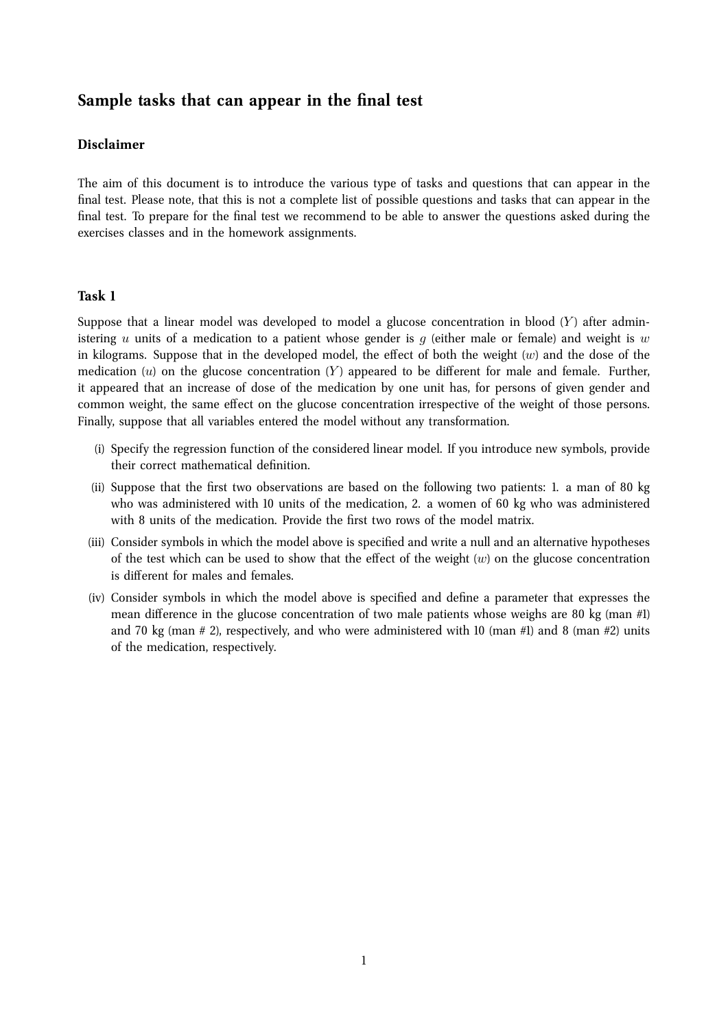# Sample tasks that can appear in the final test

### Disclaimer

The aim of this document is to introduce the various type of tasks and questions that can appear in the final test. Please note, that this is not a complete list of possible questions and tasks that can appear in the final test. To prepare for the final test we recommend to be able to answer the questions asked during the exercises classes and in the homework assignments.

### Task 1

Suppose that a linear model was developed to model a glucose concentration in blood ($Y$) after administering $u$ units of a medication to a patient whose gender is $g$ (either male or female) and weight is $w$ in kilograms. Suppose that in the developed model, the effect of both the weight ($w$) and the dose of the medication ($u$) on the glucose concentration ($Y$) appeared to be different for male and female. Further, it appeared that an increase of dose of the medication by one unit has, for persons of given gender and common weight, the same effect on the glucose concentration irrespective of the weight of those persons. Finally, suppose that all variables entered the model without any transformation.

(i) Specify the regression function of the considered linear model. If you introduce new symbols, provide their correct mathematical definition.

(ii) Suppose that the first two observations are based on the following two patients: 1. a man of 80 kg who was administered with 10 units of the medication, 2. a women of 60 kg who was administered with 8 units of the medication. Provide the first two rows of the model matrix.

(iii) Consider symbols in which the model above is specified and write a null and an alternative hypotheses of the test which can be used to show that the effect of the weight ($w$) on the glucose concentration is different for males and females.

(iv) Consider symbols in which the model above is specified and define a parameter that expresses the mean difference in the glucose concentration of two male patients whose weighs are 80 kg (man #1) and 70 kg (man # 2), respectively, and who were administered with 10 (man #1) and 8 (man #2) units of the medication, respectively.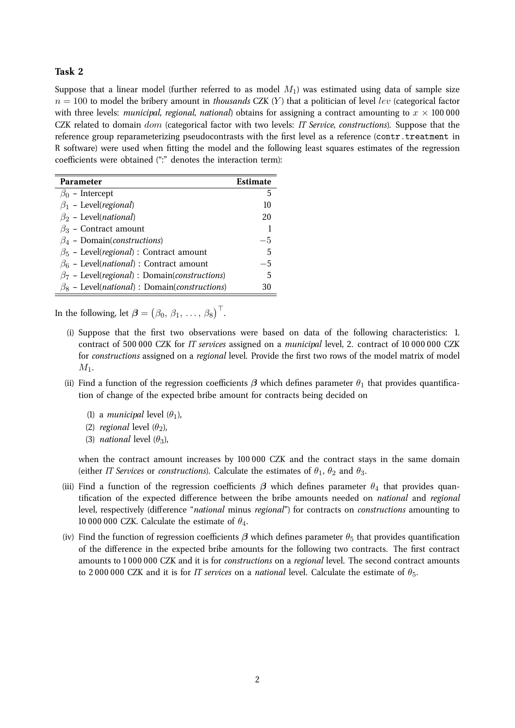### Task 2

Suppose that a linear model (further referred to as model $M_1$) was estimated using data of sample size $n = 100$ to model the bribery amount in *thousands* CZK ($Y$) that a politician of level $lev$ (categorical factor with three levels: *municipal*, *regional*, *national*) obtains for assigning a contract amounting to $x \times 100\,000$ CZK related to domain $dom$ (categorical factor with two levels: *IT Service*, *constructions*). Suppose that the reference group reparameterizing pseudocontrasts with the first level as a reference (`contr.treatment` in R software) were used when fitting the model and the following least squares estimates of the regression coefficients were obtained (":" denotes the interaction term):

| **Parameter** | **Estimate** |
|---|---|
| $\beta_0$ – Intercept | 5 |
| $\beta_1$ – Level(*regional*) | 10 |
| $\beta_2$ – Level(*national*) | 20 |
| $\beta_3$ – Contract amount | 1 |
| $\beta_4$ – Domain(*constructions*) | $-5$ |
| $\beta_5$ – Level(*regional*) : Contract amount | 5 |
| $\beta_6$ – Level(*national*) : Contract amount | $-5$ |
| $\beta_7$ – Level(*regional*) : Domain(*constructions*) | 5 |
| $\beta_8$ – Level(*national*) : Domain(*constructions*) | 30 |

In the following, let $\boldsymbol{\beta} = \left(\beta_0,\, \beta_1,\, \ldots,\, \beta_8\right)^\top$.

(i) Suppose that the first two observations were based on data of the following characteristics: 1. contract of 500 000 CZK for *IT services* assigned on a *municipal* level, 2. contract of 10 000 000 CZK for *constructions* assigned on a *regional* level. Provide the first two rows of the model matrix of model $M_1$.

(ii) Find a function of the regression coefficients $\boldsymbol{\beta}$ which defines parameter $\theta_1$ that provides quantification of change of the expected bribe amount for contracts being decided on

   (1) a *municipal* level ($\theta_1$),

   (2) *regional* level ($\theta_2$),

   (3) *national* level ($\theta_3$),

   when the contract amount increases by 100 000 CZK and the contract stays in the same domain (either *IT Services* or *constructions*). Calculate the estimates of $\theta_1$, $\theta_2$ and $\theta_3$.

(iii) Find a function of the regression coefficients $\boldsymbol{\beta}$ which defines parameter $\theta_4$ that provides quantification of the expected difference between the bribe amounts needed on *national* and *regional* level, respectively (difference "*national* minus *regional*") for contracts on *constructions* amounting to 10 000 000 CZK. Calculate the estimate of $\theta_4$.

(iv) Find the function of regression coefficients $\boldsymbol{\beta}$ which defines parameter $\theta_5$ that provides quantification of the difference in the expected bribe amounts for the following two contracts. The first contract amounts to 1 000 000 CZK and it is for *constructions* on a *regional* level. The second contract amounts to 2 000 000 CZK and it is for *IT services* on a *national* level. Calculate the estimate of $\theta_5$.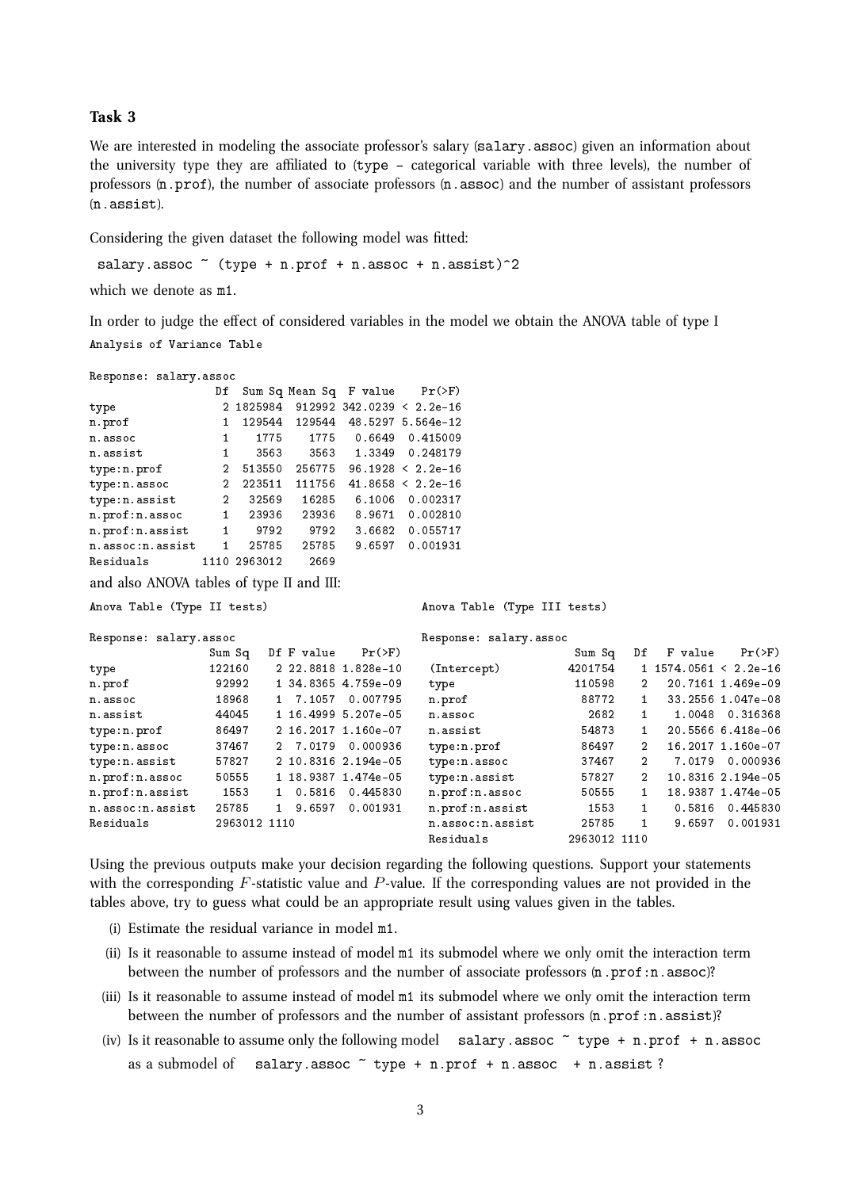### Task 3

We are interested in modeling the associate professor's salary (`salary.assoc`) given an information about the university type they are affiliated to (`type` – categorical variable with three levels), the number of professors (`n.prof`), the number of associate professors (`n.assoc`) and the number of assistant professors (`n.assist`).

Considering the given dataset the following model was fitted:

```
salary.assoc ~ (type + n.prof + n.assoc + n.assist)^2
```

which we denote as `m1`.

In order to judge the effect of considered variables in the model we obtain the ANOVA table of type I

```
Analysis of Variance Table

Response: salary.assoc
                   Df  Sum Sq Mean Sq  F value    Pr(>F)
type                2 1825984  912992 342.0239 < 2.2e-16
n.prof              1  129544  129544  48.5297 5.564e-12
n.assoc             1    1775    1775   0.6649  0.415009
n.assist            1    3563    3563   1.3349  0.248179
type:n.prof         2  513550  256775  96.1928 < 2.2e-16
type:n.assoc        2  223511  111756  41.8658 < 2.2e-16
type:n.assist       2   32569   16285   6.1006  0.002317
n.prof:n.assoc      1   23936   23936   8.9671  0.002810
n.prof:n.assist     1    9792    9792   3.6682  0.055717
n.assoc:n.assist    1   25785   25785   9.6597  0.001931
Residuals        1110 2963012    2669
```

and also ANOVA tables of type II and III:

```
Anova Table (Type II tests)

Response: salary.assoc
                  Sum Sq   Df F value    Pr(>F)
type              122160    2 22.8818 1.828e-10
n.prof             92992    1 34.8365 4.759e-09
n.assoc            18968    1  7.1057  0.007795
n.assist           44045    1 16.4999 5.207e-05
type:n.prof        86497    2 16.2017 1.160e-07
type:n.assoc       37467    2  7.0179  0.000936
type:n.assist      57827    2 10.8316 2.194e-05
n.prof:n.assoc     50555    1 18.9387 1.474e-05
n.prof:n.assist     1553    1  0.5816  0.445830
n.assoc:n.assist   25785    1  9.6597  0.001931
Residuals        2963012 1110
```

```
Anova Table (Type III tests)

Response: salary.assoc
                   Sum Sq   Df   F value    Pr(>F)
(Intercept)       4201754    1 1574.0561 < 2.2e-16
type               110598    2   20.7161 1.469e-09
n.prof              88772    1   33.2556 1.047e-08
n.assoc              2682    1    1.0048  0.316368
n.assist            54873    1   20.5566 6.418e-06
type:n.prof         86497    2   16.2017 1.160e-07
type:n.assoc        37467    2    7.0179  0.000936
type:n.assist       57827    2   10.8316 2.194e-05
n.prof:n.assoc      50555    1   18.9387 1.474e-05
n.prof:n.assist      1553    1    0.5816  0.445830
n.assoc:n.assist    25785    1    9.6597  0.001931
Residuals         2963012 1110
```

Using the previous outputs make your decision regarding the following questions. Support your statements with the corresponding $F$-statistic value and $P$-value. If the corresponding values are not provided in the tables above, try to guess what could be an appropriate result using values given in the tables.

(i) Estimate the residual variance in model `m1`.

(ii) Is it reasonable to assume instead of model `m1` its submodel where we only omit the interaction term between the number of professors and the number of associate professors (`n.prof:n.assoc`)?

(iii) Is it reasonable to assume instead of model `m1` its submodel where we only omit the interaction term between the number of professors and the number of assistant professors (`n.prof:n.assist`)?

(iv) Is it reasonable to assume only the following model `salary.assoc ~ type + n.prof + n.assoc` as a submodel of `salary.assoc ~ type + n.prof + n.assoc + n.assist` ?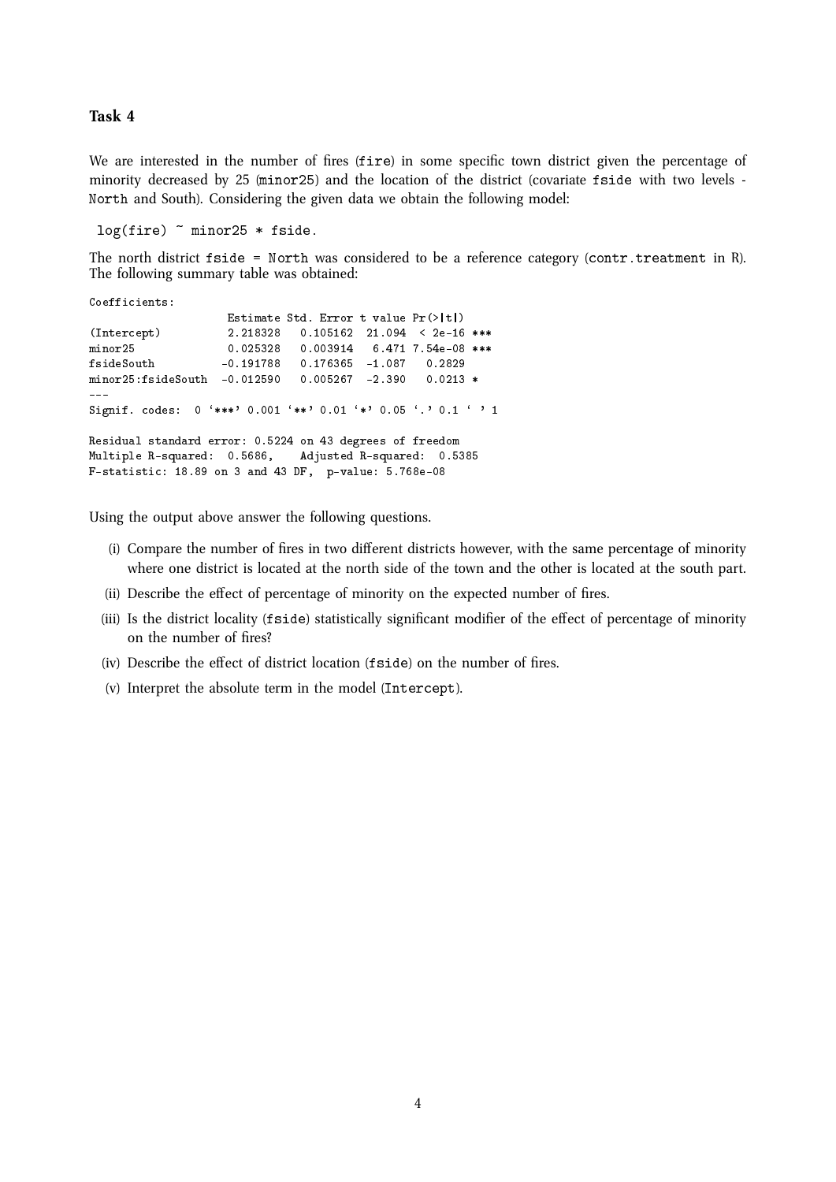### Task 4

We are interested in the number of fires (`fire`) in some specific town district given the percentage of minority decreased by 25 (`minor25`) and the location of the district (covariate `fside` with two levels - `North` and South). Considering the given data we obtain the following model:

```
log(fire) ~ minor25 * fside.
```

The north district `fside = North` was considered to be a reference category (`contr.treatment` in R). The following summary table was obtained:

```
Coefficients:
                   Estimate Std. Error t value Pr(>|t|)
(Intercept)        2.218328   0.105162  21.094  < 2e-16 ***
minor25            0.025328   0.003914   6.471 7.54e-08 ***
fsideSouth        -0.191788   0.176365  -1.087   0.2829
minor25:fsideSouth -0.012590  0.005267  -2.390   0.0213 *
---
Signif. codes:  0 '***' 0.001 '**' 0.01 '*' 0.05 '.' 0.1 ' ' 1

Residual standard error: 0.5224 on 43 degrees of freedom
Multiple R-squared:  0.5686,    Adjusted R-squared:  0.5385
F-statistic: 18.89 on 3 and 43 DF,  p-value: 5.768e-08
```

Using the output above answer the following questions.

(i) Compare the number of fires in two different districts however, with the same percentage of minority where one district is located at the north side of the town and the other is located at the south part.

(ii) Describe the effect of percentage of minority on the expected number of fires.

(iii) Is the district locality (`fside`) statistically significant modifier of the effect of percentage of minority on the number of fires?

(iv) Describe the effect of district location (`fside`) on the number of fires.

(v) Interpret the absolute term in the model (`Intercept`).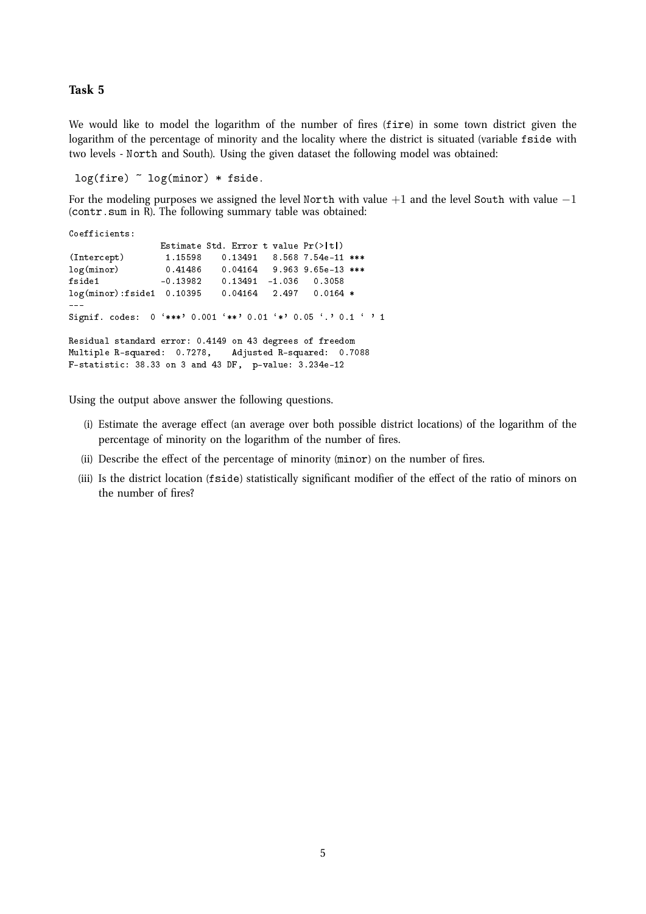### Task 5

We would like to model the logarithm of the number of fires (`fire`) in some town district given the logarithm of the percentage of minority and the locality where the district is situated (variable `fside` with two levels - `North` and South). Using the given dataset the following model was obtained:

```
log(fire) ~ log(minor) * fside.
```

For the modeling purposes we assigned the level `North` with value $+1$ and the level `South` with value $-1$ (`contr.sum` in R). The following summary table was obtained:

```
Coefficients:
                  Estimate Std. Error t value Pr(>|t|)
(Intercept)        1.15598    0.13491   8.568 7.54e-11 ***
log(minor)         0.41486    0.04164   9.963 9.65e-13 ***
fside1            -0.13982    0.13491  -1.036   0.3058
log(minor):fside1  0.10395    0.04164   2.497   0.0164 *
---
Signif. codes:  0 '***' 0.001 '**' 0.01 '*' 0.05 '.' 0.1 ' ' 1

Residual standard error: 0.4149 on 43 degrees of freedom
Multiple R-squared:  0.7278,    Adjusted R-squared:  0.7088
F-statistic: 38.33 on 3 and 43 DF,  p-value: 3.234e-12
```

Using the output above answer the following questions.

(i) Estimate the average effect (an average over both possible district locations) of the logarithm of the percentage of minority on the logarithm of the number of fires.

(ii) Describe the effect of the percentage of minority (`minor`) on the number of fires.

(iii) Is the district location (`fside`) statistically significant modifier of the effect of the ratio of minors on the number of fires?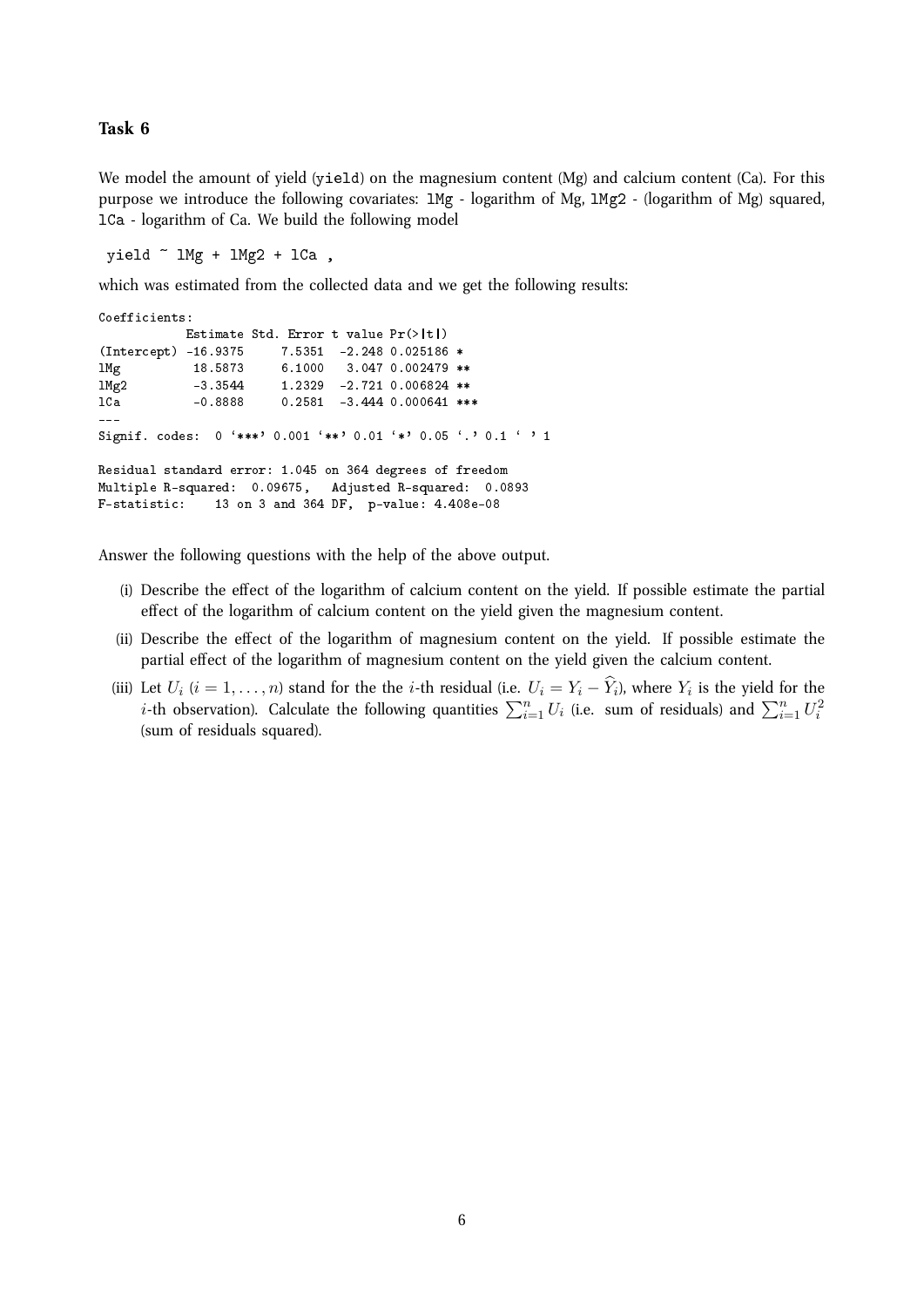## Task 6

We model the amount of yield (`yield`) on the magnesium content (Mg) and calcium content (Ca). For this purpose we introduce the following covariates: `lMg` - logarithm of Mg, `lMg2` - (logarithm of Mg) squared, `lCa` - logarithm of Ca. We build the following model

```
yield ~ lMg + lMg2 + lCa ,
```

which was estimated from the collected data and we get the following results:

```
Coefficients:
            Estimate Std. Error t value Pr(>|t|)
(Intercept) -16.9375     7.5351  -2.248 0.025186 *
lMg          18.5873     6.1000   3.047 0.002479 **
lMg2         -3.3544     1.2329  -2.721 0.006824 **
lCa          -0.8888     0.2581  -3.444 0.000641 ***
---
Signif. codes:  0 '***' 0.001 '**' 0.01 '*' 0.05 '.' 0.1 ' ' 1

Residual standard error: 1.045 on 364 degrees of freedom
Multiple R-squared:  0.09675,	Adjusted R-squared:  0.0893
F-statistic:    13 on 3 and 364 DF,  p-value: 4.408e-08
```

Answer the following questions with the help of the above output.

(i) Describe the effect of the logarithm of calcium content on the yield. If possible estimate the partial effect of the logarithm of calcium content on the yield given the magnesium content.

(ii) Describe the effect of the logarithm of magnesium content on the yield. If possible estimate the partial effect of the logarithm of magnesium content on the yield given the calcium content.

(iii) Let $U_i$ ($i = 1, \dots, n$) stand for the the $i$-th residual (i.e. $U_i = Y_i - \widehat{Y}_i$), where $Y_i$ is the yield for the $i$-th observation). Calculate the following quantities $\sum_{i=1}^{n} U_i$ (i.e. sum of residuals) and $\sum_{i=1}^{n} U_i^2$ (sum of residuals squared).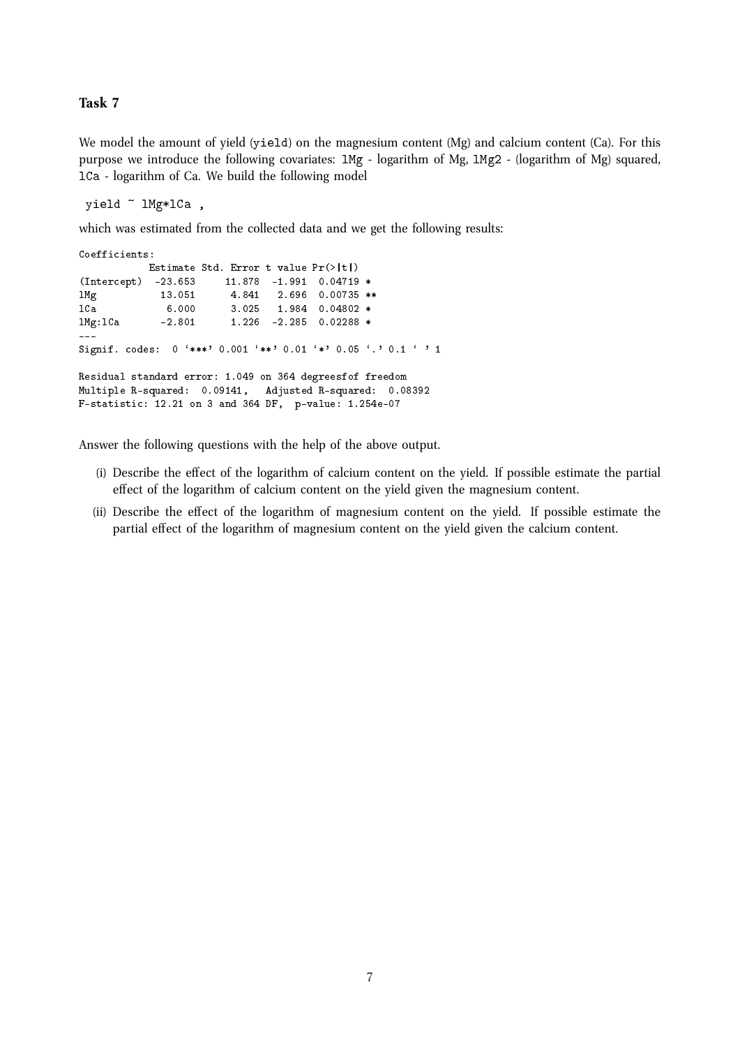### Task 7

We model the amount of yield (`yield`) on the magnesium content (Mg) and calcium content (Ca). For this purpose we introduce the following covariates: `lMg` - logarithm of Mg, `lMg2` - (logarithm of Mg) squared, `lCa` - logarithm of Ca. We build the following model

```
yield ~ lMg*lCa ,
```

which was estimated from the collected data and we get the following results:

```
Coefficients:
            Estimate Std. Error t value Pr(>|t|)
(Intercept)  -23.653     11.878  -1.991  0.04719 *
lMg           13.051      4.841   2.696  0.00735 **
lCa            6.000      3.025   1.984  0.04802 *
lMg:lCa       -2.801      1.226  -2.285  0.02288 *
---
Signif. codes:  0 '***' 0.001 '**' 0.01 '*' 0.05 '.' 0.1 ' ' 1

Residual standard error: 1.049 on 364 degreesfof freedom
Multiple R-squared:  0.09141,   Adjusted R-squared:  0.08392
F-statistic: 12.21 on 3 and 364 DF,  p-value: 1.254e-07
```

Answer the following questions with the help of the above output.

(i) Describe the effect of the logarithm of calcium content on the yield. If possible estimate the partial effect of the logarithm of calcium content on the yield given the magnesium content.

(ii) Describe the effect of the logarithm of magnesium content on the yield. If possible estimate the partial effect of the logarithm of magnesium content on the yield given the calcium content.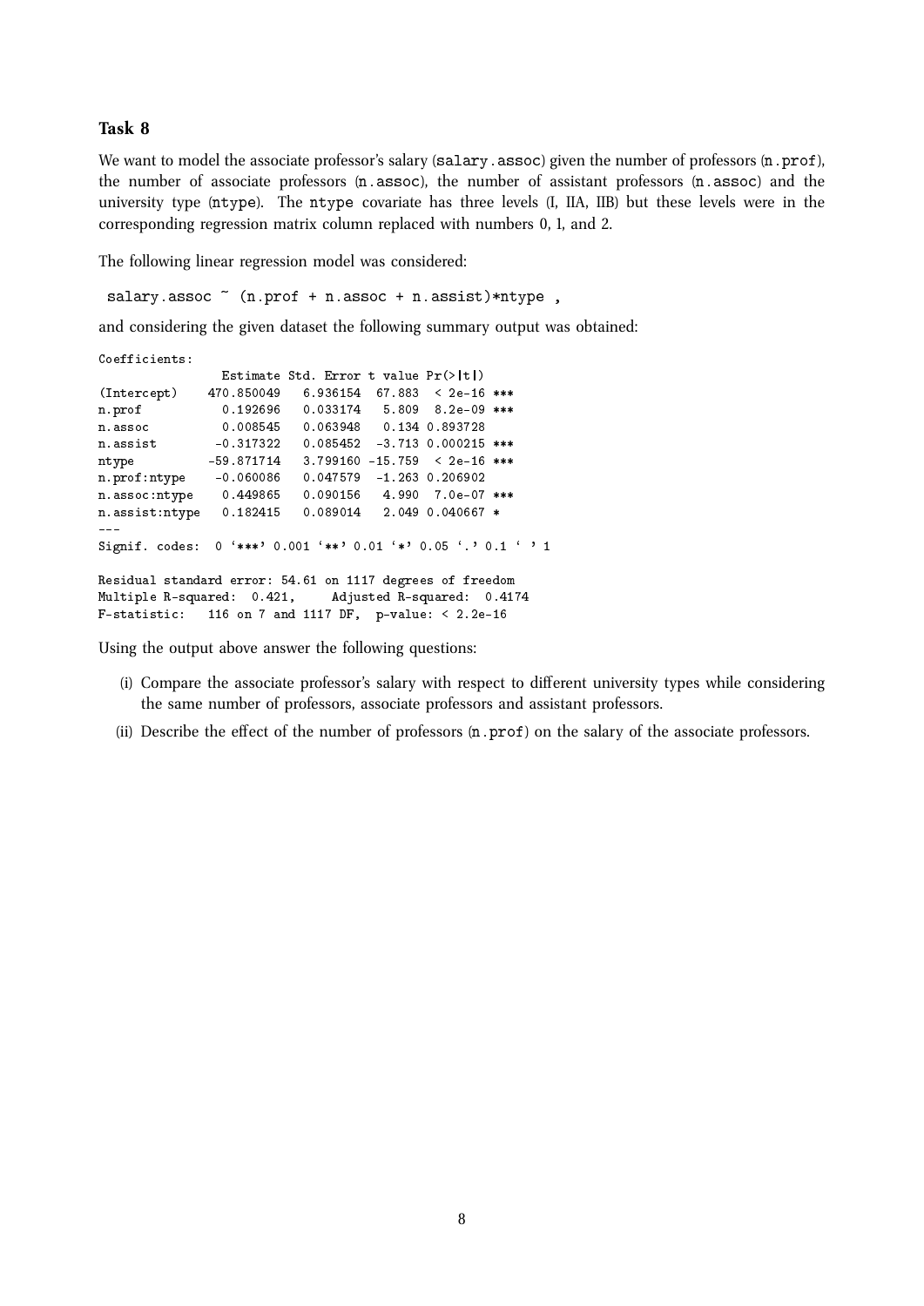### Task 8

We want to model the associate professor's salary (`salary.assoc`) given the number of professors (`n.prof`), the number of associate professors (`n.assoc`), the number of assistant professors (`n.assoc`) and the university type (`ntype`). The `ntype` covariate has three levels (I, IIA, IIB) but these levels were in the corresponding regression matrix column replaced with numbers 0, 1, and 2.

The following linear regression model was considered:

```
salary.assoc ~ (n.prof + n.assoc + n.assist)*ntype ,
```

and considering the given dataset the following summary output was obtained:

```
Coefficients:
               Estimate Std. Error t value Pr(>|t|)    
(Intercept)  470.850049   6.936154  67.883  < 2e-16 ***
n.prof         0.192696   0.033174   5.809  8.2e-09 ***
n.assoc        0.008545   0.063948   0.134 0.893728    
n.assist      -0.317322   0.085452  -3.713 0.000215 ***
ntype        -59.871714   3.799160 -15.759  < 2e-16 ***
n.prof:ntype  -0.060086   0.047579  -1.263 0.206902    
n.assoc:ntype  0.449865   0.090156   4.990  7.0e-07 ***
n.assist:ntype 0.182415   0.089014   2.049 0.040667 *  
---
Signif. codes:  0 '***' 0.001 '**' 0.01 '*' 0.05 '.' 0.1 ' ' 1

Residual standard error: 54.61 on 1117 degrees of freedom
Multiple R-squared:  0.421,     Adjusted R-squared:  0.4174
F-statistic:   116 on 7 and 1117 DF,  p-value: < 2.2e-16
```

Using the output above answer the following questions:

(i) Compare the associate professor's salary with respect to different university types while considering the same number of professors, associate professors and assistant professors.

(ii) Describe the effect of the number of professors (`n.prof`) on the salary of the associate professors.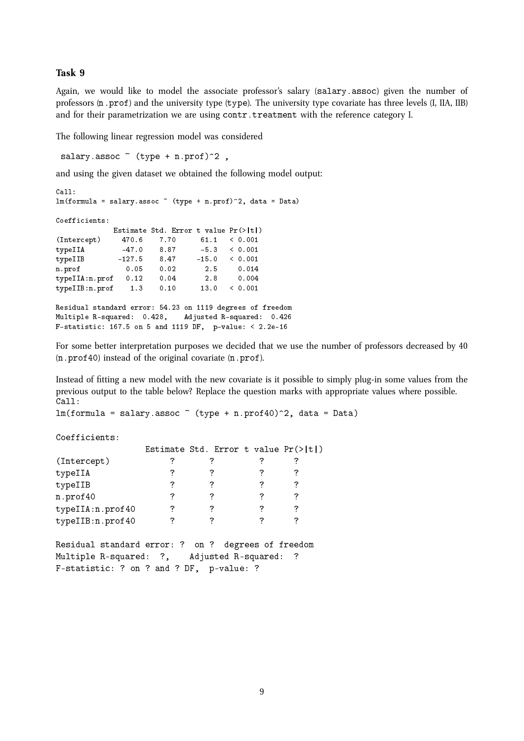### Task 9

Again, we would like to model the associate professor's salary (salary.assoc) given the number of professors (n.prof) and the university type (type). The university type covariate has three levels (I, IIA, IIB) and for their parametrization we are using contr.treatment with the reference category I.

The following linear regression model was considered

```
 salary.assoc ~ (type + n.prof)^2 ,
```

and using the given dataset we obtained the following model output:

```
Call:
lm(formula = salary.assoc ~ (type + n.prof)^2, data = Data)

Coefficients:
              Estimate Std. Error t value Pr(>|t|)
(Intercept)     470.6    7.70      61.1   < 0.001
typeIIA         -47.0    8.87      -5.3   < 0.001
typeIIB        -127.5    8.47     -15.0   < 0.001
n.prof           0.05    0.02       2.5     0.014
typeIIA:n.prof   0.12    0.04       2.8     0.004
typeIIB:n.prof    1.3    0.10      13.0   < 0.001

Residual standard error: 54.23 on 1119 degrees of freedom
Multiple R-squared:  0.428,    Adjusted R-squared:  0.426
F-statistic: 167.5 on 5 and 1119 DF,  p-value: < 2.2e-16
```

For some better interpretation purposes we decided that we use the number of professors decreased by 40 (n.prof40) instead of the original covariate (n.prof).

Instead of fitting a new model with the new covariate is it possible to simply plug-in some values from the previous output to the table below? Replace the question marks with appropriate values where possible.

```
Call:
lm(formula = salary.assoc ~ (type + n.prof40)^2, data = Data)

Coefficients:
                  Estimate Std. Error t value Pr(>|t|)
(Intercept)           ?        ?          ?       ?
typeIIA               ?        ?          ?       ?
typeIIB               ?        ?          ?       ?
n.prof40              ?        ?          ?       ?
typeIIA:n.prof40      ?        ?          ?       ?
typeIIB:n.prof40      ?        ?          ?       ?

Residual standard error: ?  on ?  degrees of freedom
Multiple R-squared:  ?,    Adjusted R-squared:  ?
F-statistic: ? on ? and ? DF,  p-value: ?
```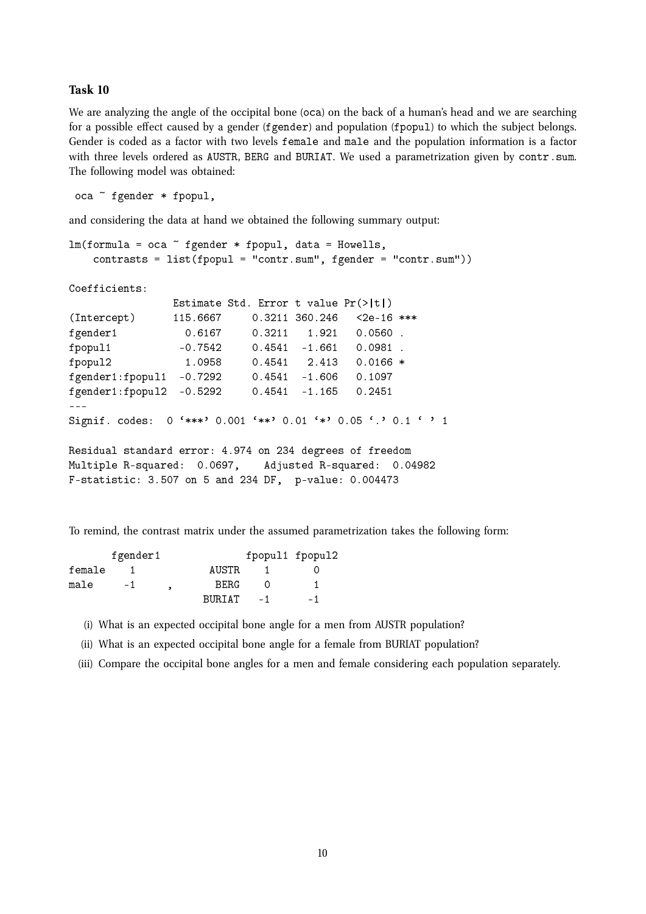### Task 10

We are analyzing the angle of the occipital bone (oca) on the back of a human's head and we are searching for a possible effect caused by a gender (fgender) and population (fpopul) to which the subject belongs. Gender is coded as a factor with two levels female and male and the population information is a factor with three levels ordered as AUSTR, BERG and BURIAT. We used a parametrization given by contr.sum. The following model was obtained:

```
oca ~ fgender * fpopul,
```

and considering the data at hand we obtained the following summary output:

```
lm(formula = oca ~ fgender * fpopul, data = Howells,
    contrasts = list(fpopul = "contr.sum", fgender = "contr.sum"))

Coefficients:
                 Estimate Std. Error t value Pr(>|t|)
(Intercept)      115.6667     0.3211 360.246   <2e-16 ***
fgender1           0.6167     0.3211   1.921   0.0560 .
fpopul1           -0.7542     0.4541  -1.661   0.0981 .
fpopul2            1.0958     0.4541   2.413   0.0166 *
fgender1:fpopul1  -0.7292     0.4541  -1.606   0.1097
fgender1:fpopul2  -0.5292     0.4541  -1.165   0.2451
---
Signif. codes:  0 '***' 0.001 '**' 0.01 '*' 0.05 '.' 0.1 ' ' 1

Residual standard error: 4.974 on 234 degrees of freedom
Multiple R-squared:  0.0697,    Adjusted R-squared:  0.04982
F-statistic: 3.507 on 5 and 234 DF,  p-value: 0.004473
```

To remind, the contrast matrix under the assumed parametrization takes the following form:

```
       fgender1               fpopul1 fpopul2
female    1             AUSTR    1       0
male     -1     ,        BERG    0       1
                       BURIAT   -1      -1
```

(i) What is an expected occipital bone angle for a men from AUSTR population?

(ii) What is an expected occipital bone angle for a female from BURIAT population?

(iii) Compare the occipital bone angles for a men and female considering each population separately.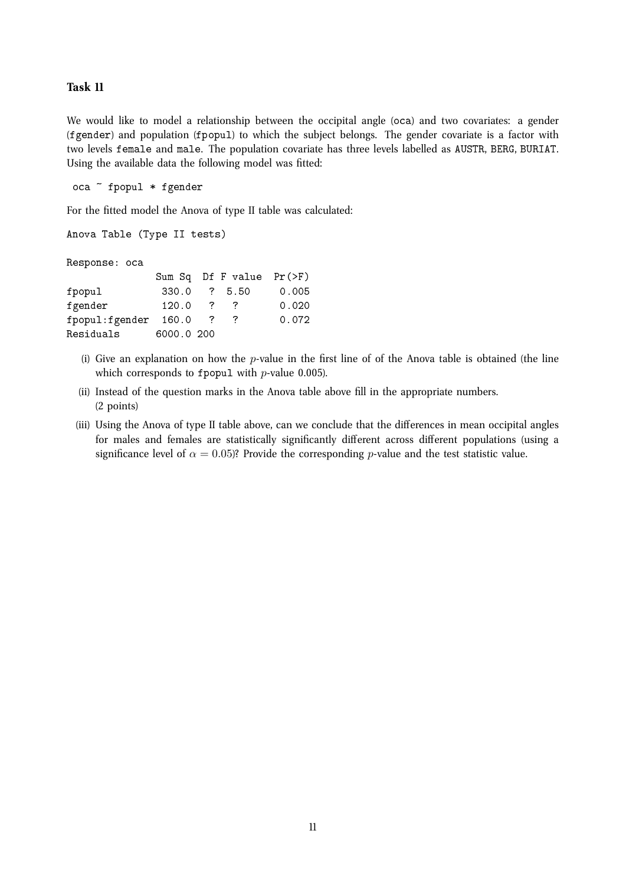## Task 11

We would like to model a relationship between the occipital angle (`oca`) and two covariates: a gender (`fgender`) and population (`fpopul`) to which the subject belongs. The gender covariate is a factor with two levels `female` and `male`. The population covariate has three levels labelled as `AUSTR`, `BERG`, `BURIAT`. Using the available data the following model was fitted:

```
oca ~ fpopul * fgender
```

For the fitted model the Anova of type II table was calculated:

```
Anova Table (Type II tests)

Response: oca
              Sum Sq  Df F value  Pr(>F)
fpopul         330.0   ? 5.50      0.005
fgender        120.0   ?  ?        0.020
fpopul:fgender 160.0   ?  ?        0.072
Residuals     6000.0 200
```

(i) Give an explanation on how the $p$-value in the first line of of the Anova table is obtained (the line which corresponds to `fpopul` with $p$-value 0.005).

(ii) Instead of the question marks in the Anova table above fill in the appropriate numbers. (2 points)

(iii) Using the Anova of type II table above, can we conclude that the differences in mean occipital angles for males and females are statistically significantly different across different populations (using a significance level of $\alpha = 0.05$)? Provide the corresponding $p$-value and the test statistic value.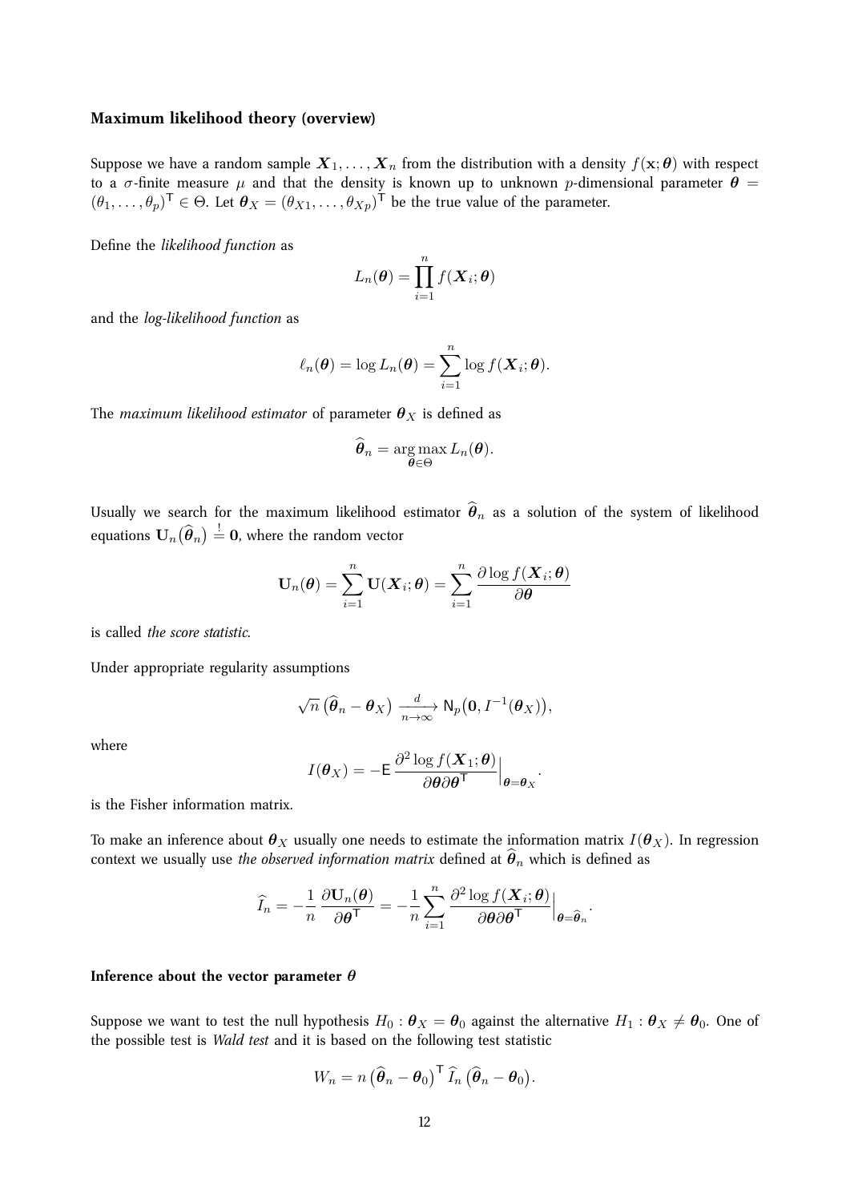### Maximum likelihood theory (overview)

Suppose we have a random sample $\boldsymbol{X}_1, \ldots, \boldsymbol{X}_n$ from the distribution with a density $f(\mathbf{x}; \boldsymbol{\theta})$ with respect to a $\sigma$-finite measure $\mu$ and that the density is known up to unknown $p$-dimensional parameter $\boldsymbol{\theta} = (\theta_1, \ldots, \theta_p)^\mathsf{T} \in \Theta$. Let $\boldsymbol{\theta}_X = (\theta_{X1}, \ldots, \theta_{Xp})^\mathsf{T}$ be the true value of the parameter.

Define the *likelihood function* as

$$L_n(\boldsymbol{\theta}) = \prod_{i=1}^{n} f(\boldsymbol{X}_i; \boldsymbol{\theta})$$

and the *log-likelihood function* as

$$\ell_n(\boldsymbol{\theta}) = \log L_n(\boldsymbol{\theta}) = \sum_{i=1}^{n} \log f(\boldsymbol{X}_i; \boldsymbol{\theta}).$$

The *maximum likelihood estimator* of parameter $\boldsymbol{\theta}_X$ is defined as

$$\widehat{\boldsymbol{\theta}}_n = \operatorname*{arg\,max}_{\boldsymbol{\theta} \in \Theta} L_n(\boldsymbol{\theta}).$$

Usually we search for the maximum likelihood estimator $\widehat{\boldsymbol{\theta}}_n$ as a solution of the system of likelihood equations $\mathbf{U}_n\big(\widehat{\boldsymbol{\theta}}_n\big) \stackrel{!}{=} \mathbf{0}$, where the random vector

$$\mathbf{U}_n(\boldsymbol{\theta}) = \sum_{i=1}^{n} \mathbf{U}(\boldsymbol{X}_i; \boldsymbol{\theta}) = \sum_{i=1}^{n} \frac{\partial \log f(\boldsymbol{X}_i; \boldsymbol{\theta})}{\partial \boldsymbol{\theta}}$$

is called *the score statistic*.

Under appropriate regularity assumptions

$$\sqrt{n}\,\big(\widehat{\boldsymbol{\theta}}_n - \boldsymbol{\theta}_X\big) \xrightarrow[n\to\infty]{d} \mathsf{N}_p\big(\mathbf{0}, I^{-1}(\boldsymbol{\theta}_X)\big),$$

where

$$I(\boldsymbol{\theta}_X) = -\mathsf{E}\, \frac{\partial^2 \log f(\boldsymbol{X}_1; \boldsymbol{\theta})}{\partial \boldsymbol{\theta} \partial \boldsymbol{\theta}^\mathsf{T}}\Big|_{\boldsymbol{\theta} = \boldsymbol{\theta}_X}.$$

is the Fisher information matrix.

To make an inference about $\boldsymbol{\theta}_X$ usually one needs to estimate the information matrix $I(\boldsymbol{\theta}_X)$. In regression context we usually use *the observed information matrix* defined at $\widehat{\boldsymbol{\theta}}_n$ which is defined as

$$\widehat{I}_n = -\frac{1}{n}\, \frac{\partial \mathbf{U}_n(\boldsymbol{\theta})}{\partial \boldsymbol{\theta}^\mathsf{T}} = -\frac{1}{n} \sum_{i=1}^{n} \frac{\partial^2 \log f(\boldsymbol{X}_i; \boldsymbol{\theta})}{\partial \boldsymbol{\theta} \partial \boldsymbol{\theta}^\mathsf{T}}\Big|_{\boldsymbol{\theta} = \widehat{\boldsymbol{\theta}}_n}.$$

#### Inference about the vector parameter $\boldsymbol{\theta}$

Suppose we want to test the null hypothesis $H_0 : \boldsymbol{\theta}_X = \boldsymbol{\theta}_0$ against the alternative $H_1 : \boldsymbol{\theta}_X \neq \boldsymbol{\theta}_0$. One of the possible test is *Wald test* and it is based on the following test statistic

$$W_n = n\,\big(\widehat{\boldsymbol{\theta}}_n - \boldsymbol{\theta}_0\big)^\mathsf{T}\, \widehat{I}_n\, \big(\widehat{\boldsymbol{\theta}}_n - \boldsymbol{\theta}_0\big).$$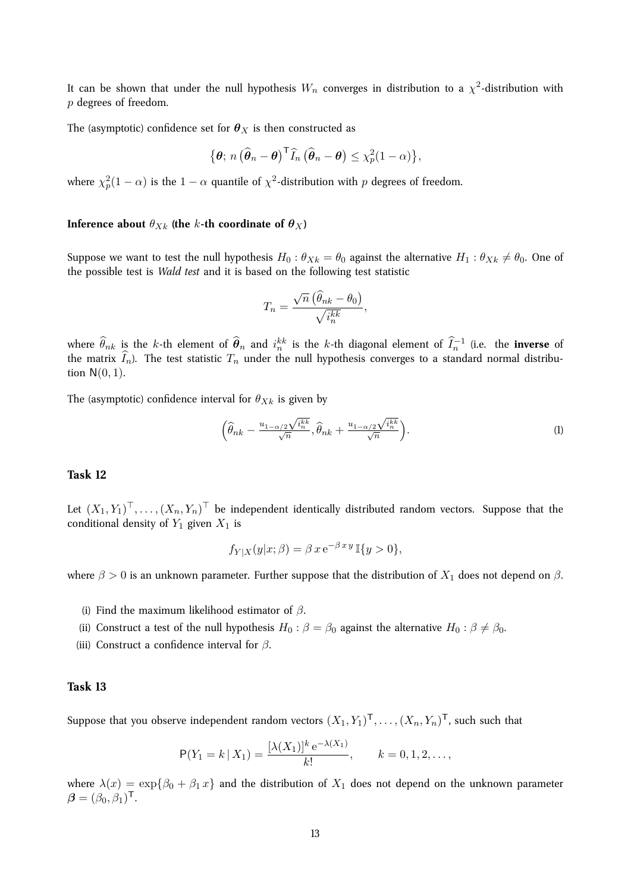It can be shown that under the null hypothesis $W_n$ converges in distribution to a $\chi^2$-distribution with $p$ degrees of freedom.

The (asymptotic) confidence set for $\boldsymbol{\theta}_X$ is then constructed as

$$\big\{\boldsymbol{\theta};\, n\,\big(\widehat{\boldsymbol{\theta}}_n - \boldsymbol{\theta}\big)^{\mathsf{T}} \widehat{I}_n\,\big(\widehat{\boldsymbol{\theta}}_n - \boldsymbol{\theta}\big) \leq \chi^2_p(1-\alpha)\big\},$$

where $\chi^2_p(1-\alpha)$ is the $1-\alpha$ quantile of $\chi^2$-distribution with $p$ degrees of freedom.

#### Inference about $\theta_{Xk}$ (the $k$-th coordinate of $\boldsymbol{\theta}_X$)

Suppose we want to test the null hypothesis $H_0 : \theta_{Xk} = \theta_0$ against the alternative $H_1 : \theta_{Xk} \neq \theta_0$. One of the possible test is *Wald test* and it is based on the following test statistic

$$T_n = \frac{\sqrt{n}\,\big(\widehat{\theta}_{nk} - \theta_0\big)}{\sqrt{i_n^{kk}}},$$

where $\widehat{\theta}_{nk}$ is the $k$-th element of $\widehat{\boldsymbol{\theta}}_n$ and $i_n^{kk}$ is the $k$-th diagonal element of $\widehat{I}_n^{-1}$ (i.e. the **inverse** of the matrix $\widehat{I}_n$). The test statistic $T_n$ under the null hypothesis converges to a standard normal distribution $\mathsf{N}(0,1)$.

The (asymptotic) confidence interval for $\theta_{Xk}$ is given by

$$\Big(\widehat{\theta}_{nk} - \tfrac{u_{1-\alpha/2}\sqrt{i_n^{kk}}}{\sqrt{n}}, \widehat{\theta}_{nk} + \tfrac{u_{1-\alpha/2}\sqrt{i_n^{kk}}}{\sqrt{n}}\Big). \tag{1}$$

### Task 12

Let $(X_1, Y_1)^\top, \ldots, (X_n, Y_n)^\top$ be independent identically distributed random vectors. Suppose that the conditional density of $Y_1$ given $X_1$ is

$$f_{Y|X}(y|x;\beta) = \beta\, x\, \mathrm{e}^{-\beta\, x\, y}\, \mathbb{I}\{y > 0\},$$

where $\beta > 0$ is an unknown parameter. Further suppose that the distribution of $X_1$ does not depend on $\beta$.

(i) Find the maximum likelihood estimator of $\beta$.

(ii) Construct a test of the null hypothesis $H_0 : \beta = \beta_0$ against the alternative $H_0 : \beta \neq \beta_0$.

(iii) Construct a confidence interval for $\beta$.

### Task 13

Suppose that you observe independent random vectors $(X_1, Y_1)^{\mathsf{T}}, \ldots, (X_n, Y_n)^{\mathsf{T}}$, such such that

$$\mathsf{P}(Y_1 = k \,|\, X_1) = \frac{[\lambda(X_1)]^k\, \mathrm{e}^{-\lambda(X_1)}}{k!}, \qquad k = 0, 1, 2, \ldots,$$

where $\lambda(x) = \exp\{\beta_0 + \beta_1\, x\}$ and the distribution of $X_1$ does not depend on the unknown parameter $\boldsymbol{\beta} = (\beta_0, \beta_1)^{\mathsf{T}}$.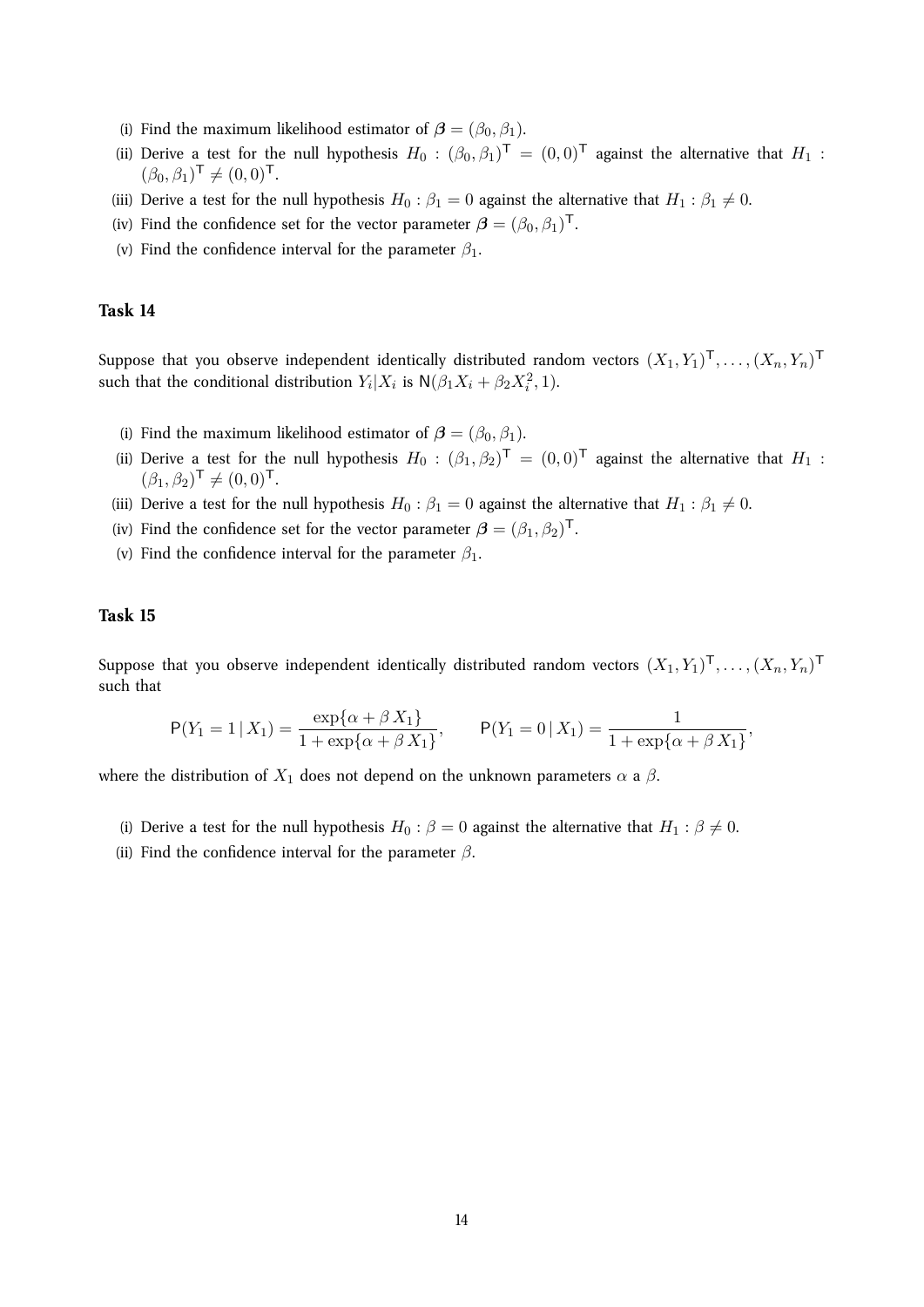(i) Find the maximum likelihood estimator of $\boldsymbol{\beta} = (\beta_0, \beta_1)$.

(ii) Derive a test for the null hypothesis $H_0 : (\beta_0, \beta_1)^\mathsf{T} = (0, 0)^\mathsf{T}$ against the alternative that $H_1 : (\beta_0, \beta_1)^\mathsf{T} \neq (0, 0)^\mathsf{T}$.

(iii) Derive a test for the null hypothesis $H_0 : \beta_1 = 0$ against the alternative that $H_1 : \beta_1 \neq 0$.

(iv) Find the confidence set for the vector parameter $\boldsymbol{\beta} = (\beta_0, \beta_1)^\mathsf{T}$.

(v) Find the confidence interval for the parameter $\beta_1$.

### Task 14

Suppose that you observe independent identically distributed random vectors $(X_1, Y_1)^\mathsf{T}, \ldots, (X_n, Y_n)^\mathsf{T}$ such that the conditional distribution $Y_i | X_i$ is $\mathsf{N}(\beta_1 X_i + \beta_2 X_i^2, 1)$.

(i) Find the maximum likelihood estimator of $\boldsymbol{\beta} = (\beta_0, \beta_1)$.

(ii) Derive a test for the null hypothesis $H_0 : (\beta_1, \beta_2)^\mathsf{T} = (0, 0)^\mathsf{T}$ against the alternative that $H_1 : (\beta_1, \beta_2)^\mathsf{T} \neq (0, 0)^\mathsf{T}$.

(iii) Derive a test for the null hypothesis $H_0 : \beta_1 = 0$ against the alternative that $H_1 : \beta_1 \neq 0$.

(iv) Find the confidence set for the vector parameter $\boldsymbol{\beta} = (\beta_1, \beta_2)^\mathsf{T}$.

(v) Find the confidence interval for the parameter $\beta_1$.

### Task 15

Suppose that you observe independent identically distributed random vectors $(X_1, Y_1)^\mathsf{T}, \ldots, (X_n, Y_n)^\mathsf{T}$ such that

$$\mathsf{P}(Y_1 = 1 \,|\, X_1) = \frac{\exp\{\alpha + \beta\, X_1\}}{1 + \exp\{\alpha + \beta\, X_1\}}, \qquad \mathsf{P}(Y_1 = 0 \,|\, X_1) = \frac{1}{1 + \exp\{\alpha + \beta\, X_1\}},$$

where the distribution of $X_1$ does not depend on the unknown parameters $\alpha$ a $\beta$.

(i) Derive a test for the null hypothesis $H_0 : \beta = 0$ against the alternative that $H_1 : \beta \neq 0$.

(ii) Find the confidence interval for the parameter $\beta$.